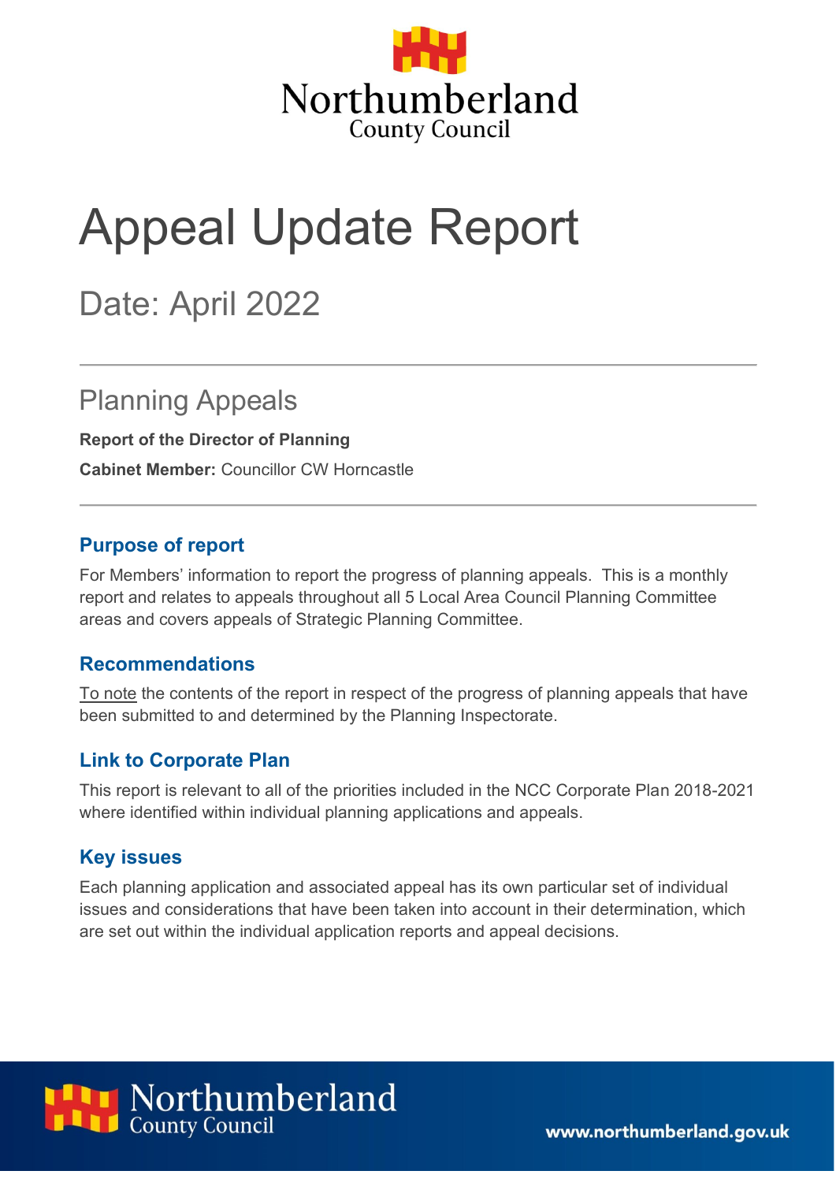Northumberland County Council

# Appeal Update Report

## Date: April 2022

## Planning Appeals

**Report of the Director of Planning**

**Cabinet Member:** Councillor CW Horncastle

### Purpose of report

For Members' information to report the progress of planning appeals. This is a monthly report and relates to appeals throughout all 5 Local Area Council Planning Committee areas and covers appeals of Strategic Planning Committee.

### Recommendations

<u>To note</u> the contents of the report in respect of the progress of planning appeals that have been submitted to and determined by the Planning Inspectorate.

### Link to Corporate Plan

This report is relevant to all of the priorities included in the NCC Corporate Plan 2018-2021 where identified within individual planning applications and appeals.

### Key issues

Each planning application and associated appeal has its own particular set of individual issues and considerations that have been taken into account in their determination, which are set out within the individual application reports and appeal decisions.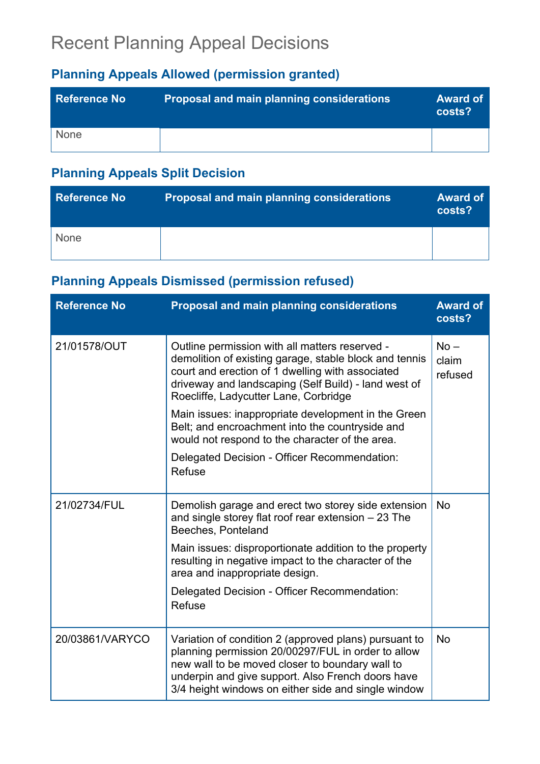# Recent Planning Appeal Decisions

## Planning Appeals Allowed (permission granted)

| Reference No | Proposal and main planning considerations | Award of costs? |
|---|---|---|
| None | | |

## Planning Appeals Split Decision

| Reference No | Proposal and main planning considerations | Award of costs? |
|---|---|---|
| None | | |

## Planning Appeals Dismissed (permission refused)

| Reference No | Proposal and main planning considerations | Award of costs? |
|---|---|---|
| 21/01578/OUT | Outline permission with all matters reserved - demolition of existing garage, stable block and tennis court and erection of 1 dwelling with associated driveway and landscaping (Self Build) - land west of Roecliffe, Ladycutter Lane, Corbridge<br><br>Main issues: inappropriate development in the Green Belt; and encroachment into the countryside and would not respond to the character of the area.<br><br>Delegated Decision - Officer Recommendation: Refuse | No – claim refused |
| 21/02734/FUL | Demolish garage and erect two storey side extension and single storey flat roof rear extension – 23 The Beeches, Ponteland<br><br>Main issues: disproportionate addition to the property resulting in negative impact to the character of the area and inappropriate design.<br><br>Delegated Decision - Officer Recommendation: Refuse | No |
| 20/03861/VARYCO | Variation of condition 2 (approved plans) pursuant to planning permission 20/00297/FUL in order to allow new wall to be moved closer to boundary wall to underpin and give support. Also French doors have 3/4 height windows on either side and single window | No |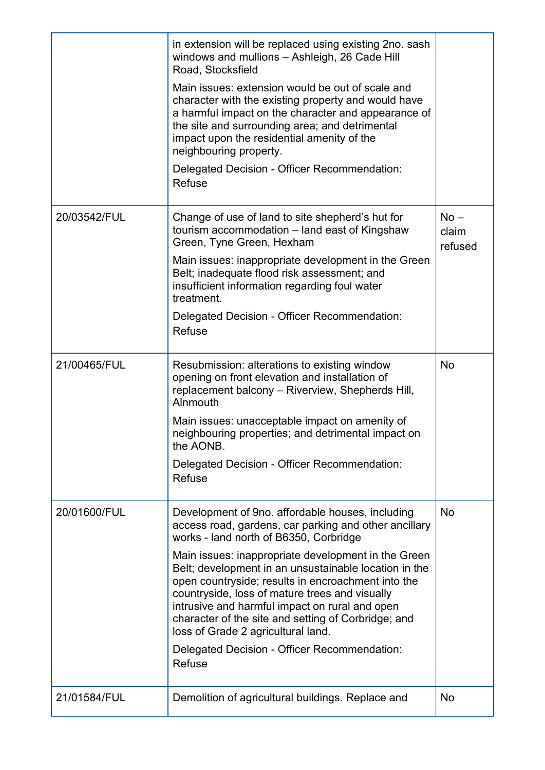| | | |
|---|---|---|
| | in extension will be replaced using existing 2no. sash windows and mullions – Ashleigh, 26 Cade Hill Road, Stocksfield<br><br>Main issues: extension would be out of scale and character with the existing property and would have a harmful impact on the character and appearance of the site and surrounding area; and detrimental impact upon the residential amenity of the neighbouring property.<br><br>Delegated Decision - Officer Recommendation: Refuse | |
| 20/03542/FUL | Change of use of land to site shepherd's hut for tourism accommodation – land east of Kingshaw Green, Tyne Green, Hexham<br><br>Main issues: inappropriate development in the Green Belt; inadequate flood risk assessment; and insufficient information regarding foul water treatment.<br><br>Delegated Decision - Officer Recommendation: Refuse | No – claim refused |
| 21/00465/FUL | Resubmission: alterations to existing window opening on front elevation and installation of replacement balcony – Riverview, Shepherds Hill, Alnmouth<br><br>Main issues: unacceptable impact on amenity of neighbouring properties; and detrimental impact on the AONB.<br><br>Delegated Decision - Officer Recommendation: Refuse | No |
| 20/01600/FUL | Development of 9no. affordable houses, including access road, gardens, car parking and other ancillary works - land north of B6350, Corbridge<br><br>Main issues: inappropriate development in the Green Belt; development in an unsustainable location in the open countryside; results in encroachment into the countryside, loss of mature trees and visually intrusive and harmful impact on rural and open character of the site and setting of Corbridge; and loss of Grade 2 agricultural land.<br><br>Delegated Decision - Officer Recommendation: Refuse | No |
| 21/01584/FUL | Demolition of agricultural buildings. Replace and | No |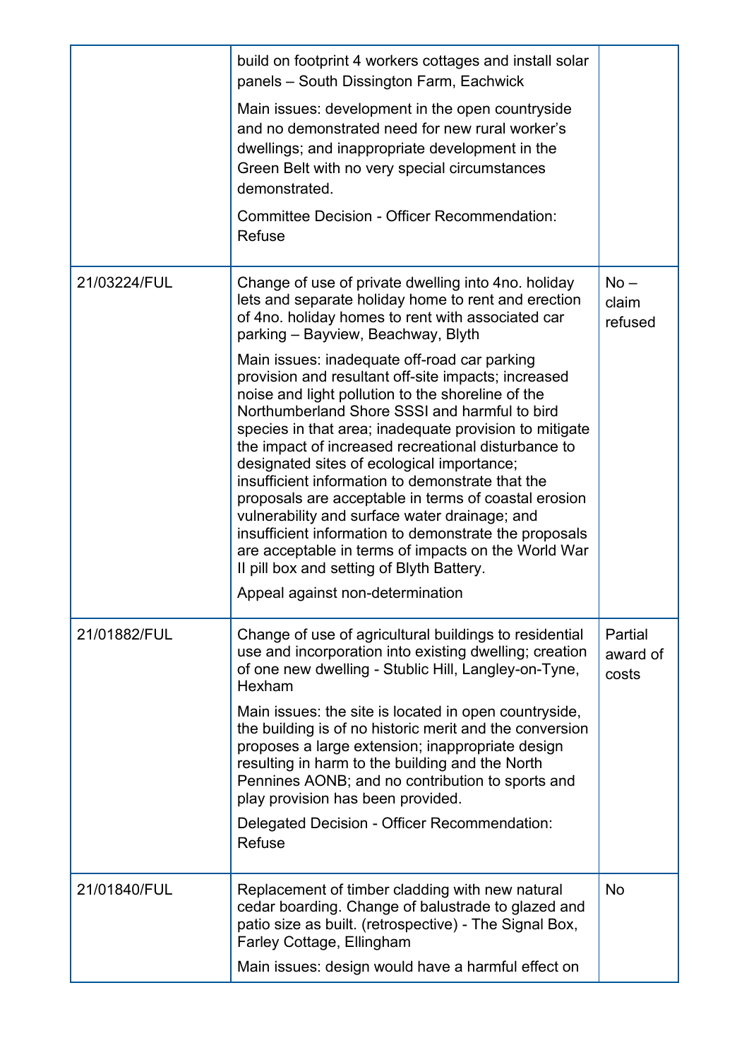| | | |
|---|---|---|
| | build on footprint 4 workers cottages and install solar panels – South Dissington Farm, Eachwick<br><br>Main issues: development in the open countryside and no demonstrated need for new rural worker's dwellings; and inappropriate development in the Green Belt with no very special circumstances demonstrated.<br><br>Committee Decision - Officer Recommendation: Refuse | |
| 21/03224/FUL | Change of use of private dwelling into 4no. holiday lets and separate holiday home to rent and erection of 4no. holiday homes to rent with associated car parking – Bayview, Beachway, Blyth<br><br>Main issues: inadequate off-road car parking provision and resultant off-site impacts; increased noise and light pollution to the shoreline of the Northumberland Shore SSSI and harmful to bird species in that area; inadequate provision to mitigate the impact of increased recreational disturbance to designated sites of ecological importance; insufficient information to demonstrate that the proposals are acceptable in terms of coastal erosion vulnerability and surface water drainage; and insufficient information to demonstrate the proposals are acceptable in terms of impacts on the World War II pill box and setting of Blyth Battery.<br><br>Appeal against non-determination | No – claim refused |
| 21/01882/FUL | Change of use of agricultural buildings to residential use and incorporation into existing dwelling; creation of one new dwelling - Stublic Hill, Langley-on-Tyne, Hexham<br><br>Main issues: the site is located in open countryside, the building is of no historic merit and the conversion proposes a large extension; inappropriate design resulting in harm to the building and the North Pennines AONB; and no contribution to sports and play provision has been provided.<br><br>Delegated Decision - Officer Recommendation: Refuse | Partial award of costs |
| 21/01840/FUL | Replacement of timber cladding with new natural cedar boarding. Change of balustrade to glazed and patio size as built. (retrospective) - The Signal Box, Farley Cottage, Ellingham<br><br>Main issues: design would have a harmful effect on | No |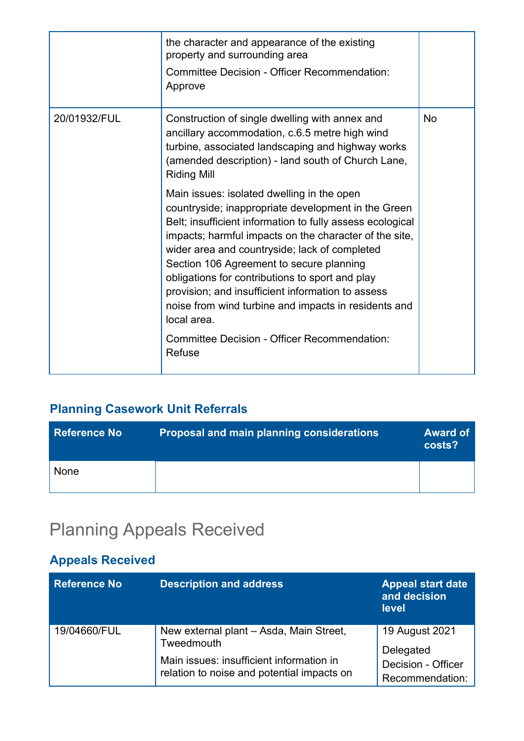| | | |
|---|---|---|
| | the character and appearance of the existing property and surrounding area<br><br>Committee Decision - Officer Recommendation: Approve | |
| 20/01932/FUL | Construction of single dwelling with annex and ancillary accommodation, c.6.5 metre high wind turbine, associated landscaping and highway works (amended description) - land south of Church Lane, Riding Mill<br><br>Main issues: isolated dwelling in the open countryside; inappropriate development in the Green Belt; insufficient information to fully assess ecological impacts; harmful impacts on the character of the site, wider area and countryside; lack of completed Section 106 Agreement to secure planning obligations for contributions to sport and play provision; and insufficient information to assess noise from wind turbine and impacts in residents and local area.<br><br>Committee Decision - Officer Recommendation: Refuse | No |

### Planning Casework Unit Referrals

| Reference No | Proposal and main planning considerations | Award of costs? |
|---|---|---|
| None | | |

## Planning Appeals Received

### Appeals Received

| Reference No | Description and address | Appeal start date and decision level |
|---|---|---|
| 19/04660/FUL | New external plant – Asda, Main Street, Tweedmouth<br><br>Main issues: insufficient information in relation to noise and potential impacts on | 19 August 2021<br><br>Delegated Decision - Officer Recommendation: |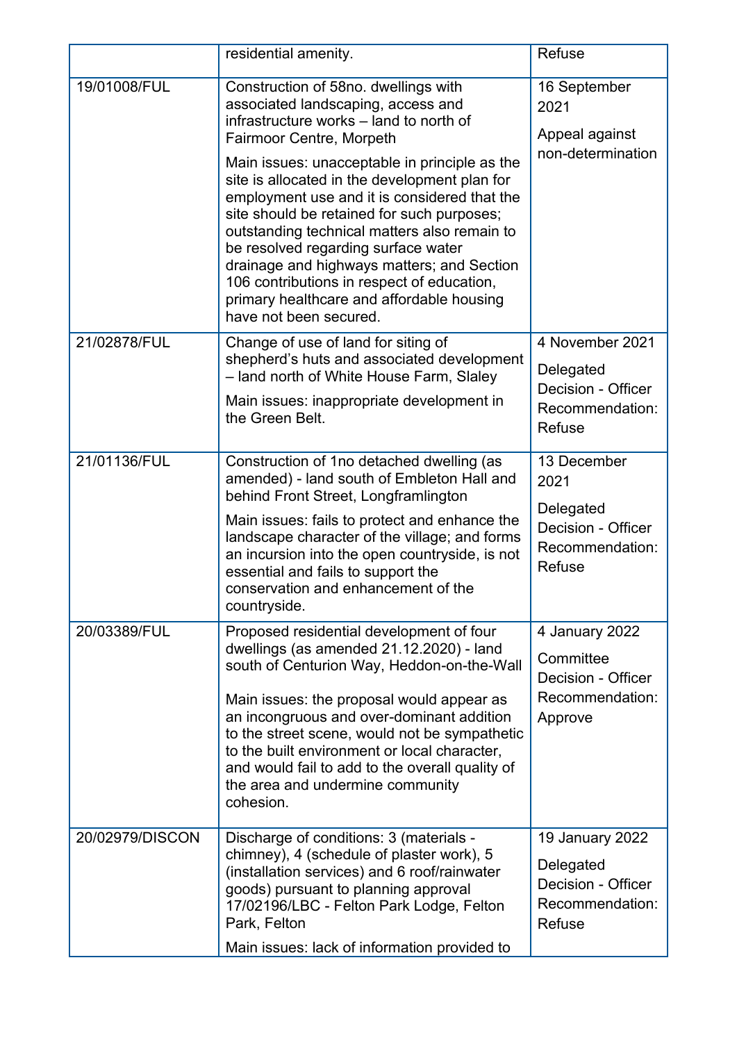| | | |
|---|---|---|
| | residential amenity. | Refuse |
| 19/01008/FUL | Construction of 58no. dwellings with associated landscaping, access and infrastructure works – land to north of Fairmoor Centre, Morpeth<br><br>Main issues: unacceptable in principle as the site is allocated in the development plan for employment use and it is considered that the site should be retained for such purposes; outstanding technical matters also remain to be resolved regarding surface water drainage and highways matters; and Section 106 contributions in respect of education, primary healthcare and affordable housing have not been secured. | 16 September 2021<br><br>Appeal against non-determination |
| 21/02878/FUL | Change of use of land for siting of shepherd's huts and associated development – land north of White House Farm, Slaley<br><br>Main issues: inappropriate development in the Green Belt. | 4 November 2021<br><br>Delegated Decision - Officer Recommendation: Refuse |
| 21/01136/FUL | Construction of 1no detached dwelling (as amended) - land south of Embleton Hall and behind Front Street, Longframlington<br><br>Main issues: fails to protect and enhance the landscape character of the village; and forms an incursion into the open countryside, is not essential and fails to support the conservation and enhancement of the countryside. | 13 December 2021<br><br>Delegated Decision - Officer Recommendation: Refuse |
| 20/03389/FUL | Proposed residential development of four dwellings (as amended 21.12.2020) - land south of Centurion Way, Heddon-on-the-Wall<br><br>Main issues: the proposal would appear as an incongruous and over-dominant addition to the street scene, would not be sympathetic to the built environment or local character, and would fail to add to the overall quality of the area and undermine community cohesion. | 4 January 2022<br><br>Committee Decision - Officer Recommendation: Approve |
| 20/02979/DISCON | Discharge of conditions: 3 (materials - chimney), 4 (schedule of plaster work), 5 (installation services) and 6 roof/rainwater goods) pursuant to planning approval 17/02196/LBC - Felton Park Lodge, Felton Park, Felton<br><br>Main issues: lack of information provided to | 19 January 2022<br><br>Delegated Decision - Officer Recommendation: Refuse |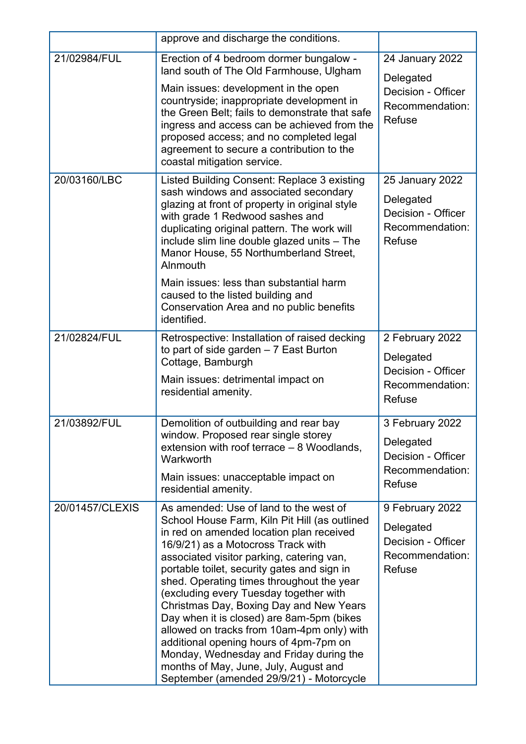| | | |
|---|---|---|
| | approve and discharge the conditions. | |
| 21/02984/FUL | Erection of 4 bedroom dormer bungalow - land south of The Old Farmhouse, Ulgham<br><br>Main issues: development in the open countryside; inappropriate development in the Green Belt; fails to demonstrate that safe ingress and access can be achieved from the proposed access; and no completed legal agreement to secure a contribution to the coastal mitigation service. | 24 January 2022<br><br>Delegated Decision - Officer Recommendation: Refuse |
| 20/03160/LBC | Listed Building Consent: Replace 3 existing sash windows and associated secondary glazing at front of property in original style with grade 1 Redwood sashes and duplicating original pattern. The work will include slim line double glazed units – The Manor House, 55 Northumberland Street, Alnmouth<br><br>Main issues: less than substantial harm caused to the listed building and Conservation Area and no public benefits identified. | 25 January 2022<br><br>Delegated Decision - Officer Recommendation: Refuse |
| 21/02824/FUL | Retrospective: Installation of raised decking to part of side garden – 7 East Burton Cottage, Bamburgh<br><br>Main issues: detrimental impact on residential amenity. | 2 February 2022<br><br>Delegated Decision - Officer Recommendation: Refuse |
| 21/03892/FUL | Demolition of outbuilding and rear bay window. Proposed rear single storey extension with roof terrace – 8 Woodlands, Warkworth<br><br>Main issues: unacceptable impact on residential amenity. | 3 February 2022<br><br>Delegated Decision - Officer Recommendation: Refuse |
| 20/01457/CLEXIS | As amended: Use of land to the west of School House Farm, Kiln Pit Hill (as outlined in red on amended location plan received 16/9/21) as a Motocross Track with associated visitor parking, catering van, portable toilet, security gates and sign in shed. Operating times throughout the year (excluding every Tuesday together with Christmas Day, Boxing Day and New Years Day when it is closed) are 8am-5pm (bikes allowed on tracks from 10am-4pm only) with additional opening hours of 4pm-7pm on Monday, Wednesday and Friday during the months of May, June, July, August and September (amended 29/9/21) - Motorcycle | 9 February 2022<br><br>Delegated Decision - Officer Recommendation: Refuse |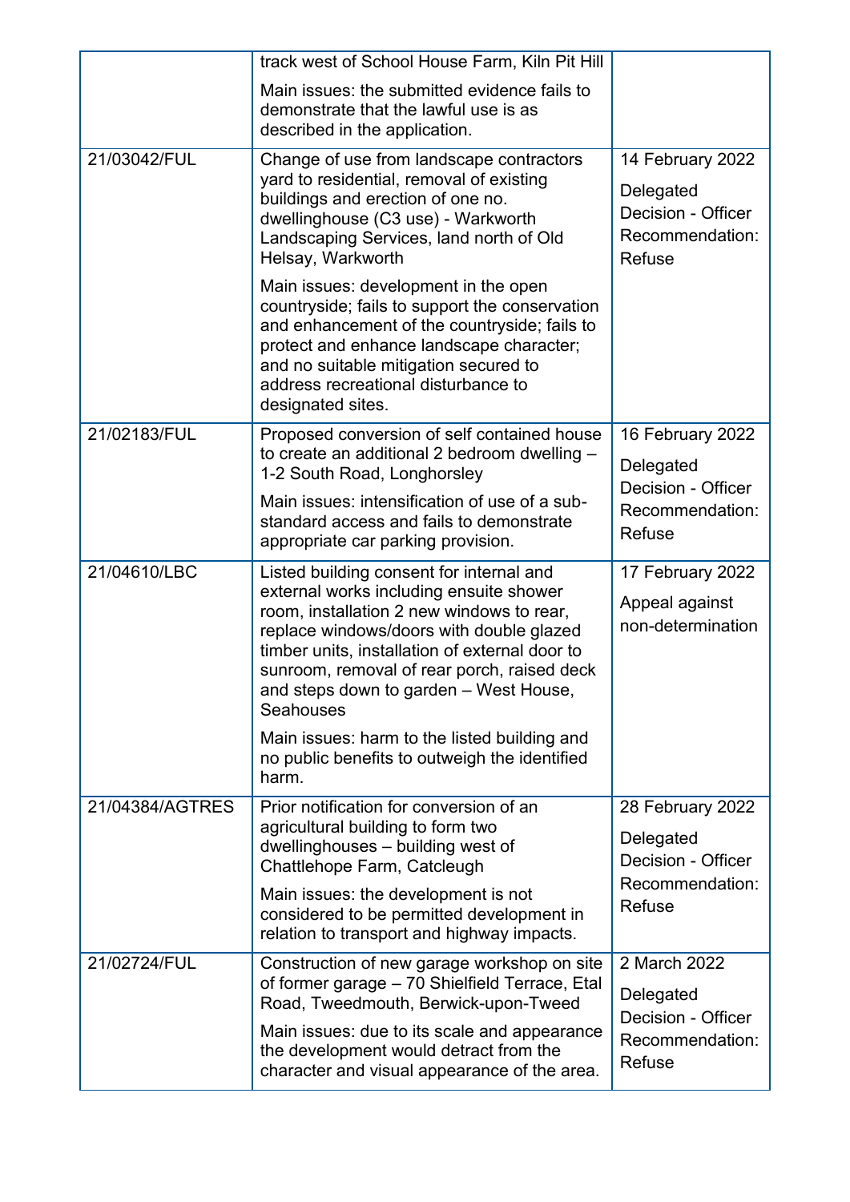| | | |
|---|---|---|
| | track west of School House Farm, Kiln Pit Hill<br><br>Main issues: the submitted evidence fails to demonstrate that the lawful use is as described in the application. | |
| 21/03042/FUL | Change of use from landscape contractors yard to residential, removal of existing buildings and erection of one no. dwellinghouse (C3 use) - Warkworth Landscaping Services, land north of Old Helsay, Warkworth<br><br>Main issues: development in the open countryside; fails to support the conservation and enhancement of the countryside; fails to protect and enhance landscape character; and no suitable mitigation secured to address recreational disturbance to designated sites. | 14 February 2022<br><br>Delegated Decision - Officer Recommendation: Refuse |
| 21/02183/FUL | Proposed conversion of self contained house to create an additional 2 bedroom dwelling – 1-2 South Road, Longhorsley<br><br>Main issues: intensification of use of a sub-standard access and fails to demonstrate appropriate car parking provision. | 16 February 2022<br><br>Delegated Decision - Officer Recommendation: Refuse |
| 21/04610/LBC | Listed building consent for internal and external works including ensuite shower room, installation 2 new windows to rear, replace windows/doors with double glazed timber units, installation of external door to sunroom, removal of rear porch, raised deck and steps down to garden – West House, Seahouses<br><br>Main issues: harm to the listed building and no public benefits to outweigh the identified harm. | 17 February 2022<br><br>Appeal against non-determination |
| 21/04384/AGTRES | Prior notification for conversion of an agricultural building to form two dwellinghouses – building west of Chattlehope Farm, Catcleugh<br><br>Main issues: the development is not considered to be permitted development in relation to transport and highway impacts. | 28 February 2022<br><br>Delegated Decision - Officer Recommendation: Refuse |
| 21/02724/FUL | Construction of new garage workshop on site of former garage – 70 Shielfield Terrace, Etal Road, Tweedmouth, Berwick-upon-Tweed<br><br>Main issues: due to its scale and appearance the development would detract from the character and visual appearance of the area. | 2 March 2022<br><br>Delegated Decision - Officer Recommendation: Refuse |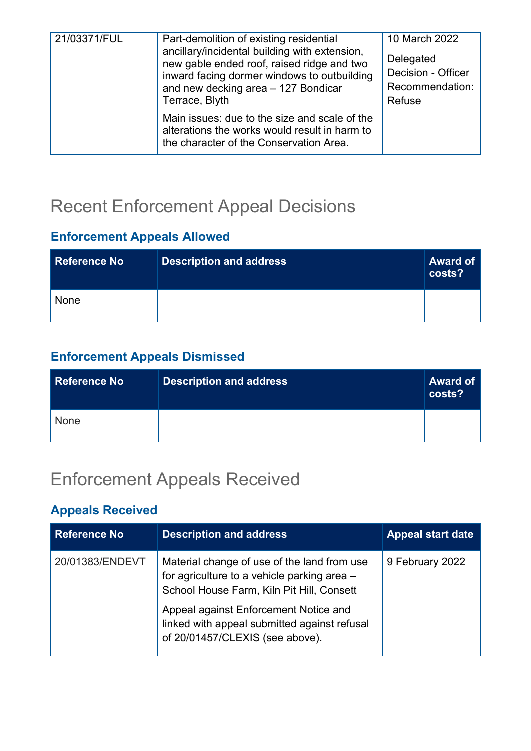| | | |
|---|---|---|
| 21/03371/FUL | Part-demolition of existing residential ancillary/incidental building with extension, new gable ended roof, raised ridge and two inward facing dormer windows to outbuilding and new decking area – 127 Bondicar Terrace, Blyth<br><br>Main issues: due to the size and scale of the alterations the works would result in harm to the character of the Conservation Area. | 10 March 2022<br><br>Delegated Decision - Officer Recommendation: Refuse |

# Recent Enforcement Appeal Decisions

### Enforcement Appeals Allowed

| Reference No | Description and address | Award of costs? |
|---|---|---|
| None | | |

### Enforcement Appeals Dismissed

| Reference No | Description and address | Award of costs? |
|---|---|---|
| None | | |

# Enforcement Appeals Received

### Appeals Received

| Reference No | Description and address | Appeal start date |
|---|---|---|
| 20/01383/ENDEVT | Material change of use of the land from use for agriculture to a vehicle parking area – School House Farm, Kiln Pit Hill, Consett<br><br>Appeal against Enforcement Notice and linked with appeal submitted against refusal of 20/01457/CLEXIS (see above). | 9 February 2022 |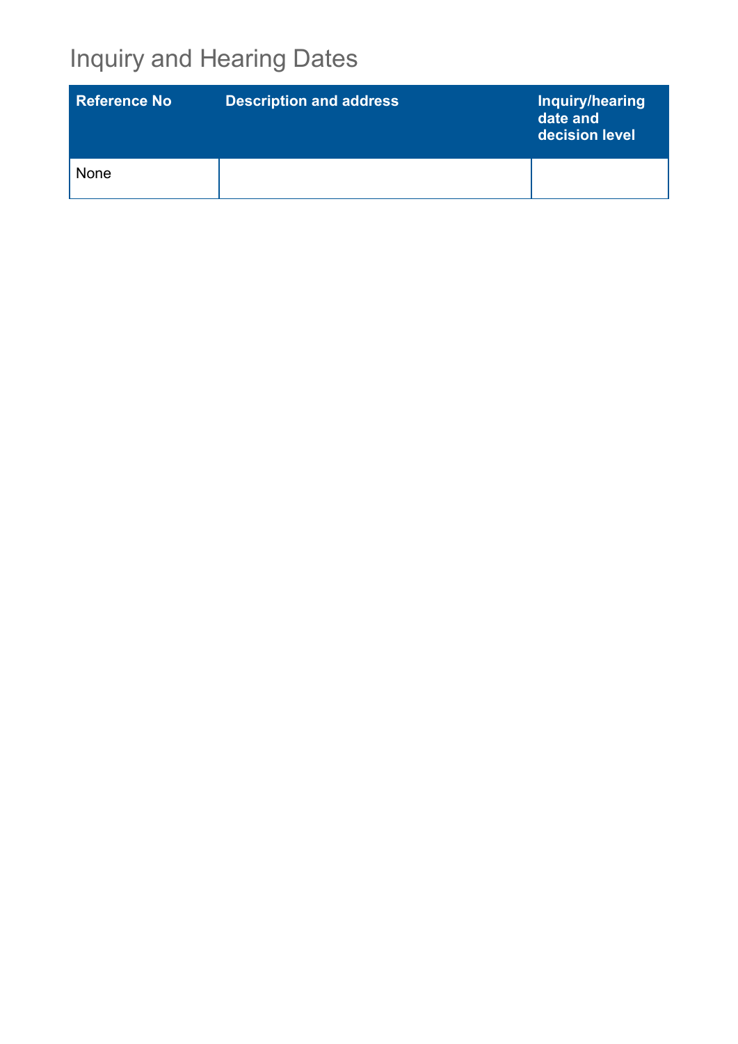# Inquiry and Hearing Dates

| Reference No | Description and address | Inquiry/hearing date and decision level |
| --- | --- | --- |
| None | | |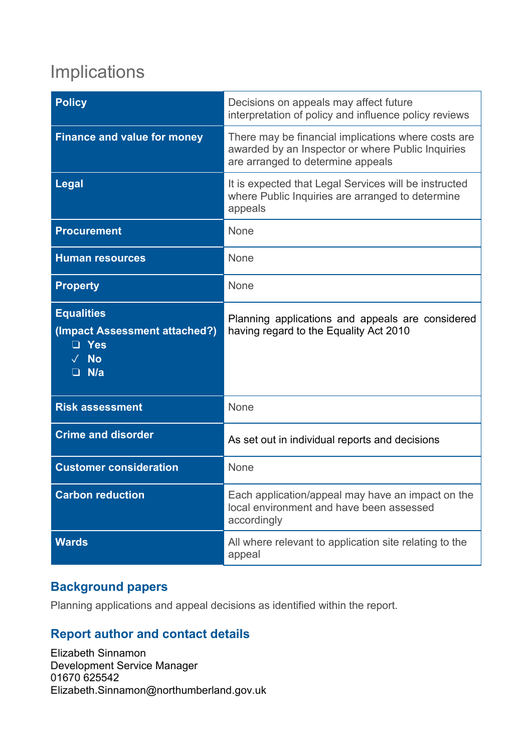# Implications

| | |
|---|---|
| **Policy** | Decisions on appeals may affect future interpretation of policy and influence policy reviews |
| **Finance and value for money** | There may be financial implications where costs are awarded by an Inspector or where Public Inquiries are arranged to determine appeals |
| **Legal** | It is expected that Legal Services will be instructed where Public Inquiries are arranged to determine appeals |
| **Procurement** | None |
| **Human resources** | None |
| **Property** | None |
| **Equalities** **(Impact Assessment attached?)** ❑ **Yes** ✓ **No** ❑ **N/a** | Planning applications and appeals are considered having regard to the Equality Act 2010 |
| **Risk assessment** | None |
| **Crime and disorder** | As set out in individual reports and decisions |
| **Customer consideration** | None |
| **Carbon reduction** | Each application/appeal may have an impact on the local environment and have been assessed accordingly |
| **Wards** | All where relevant to application site relating to the appeal |

## Background papers

Planning applications and appeal decisions as identified within the report.

## Report author and contact details

Elizabeth Sinnamon
Development Service Manager
01670 625542
Elizabeth.Sinnamon@northumberland.gov.uk